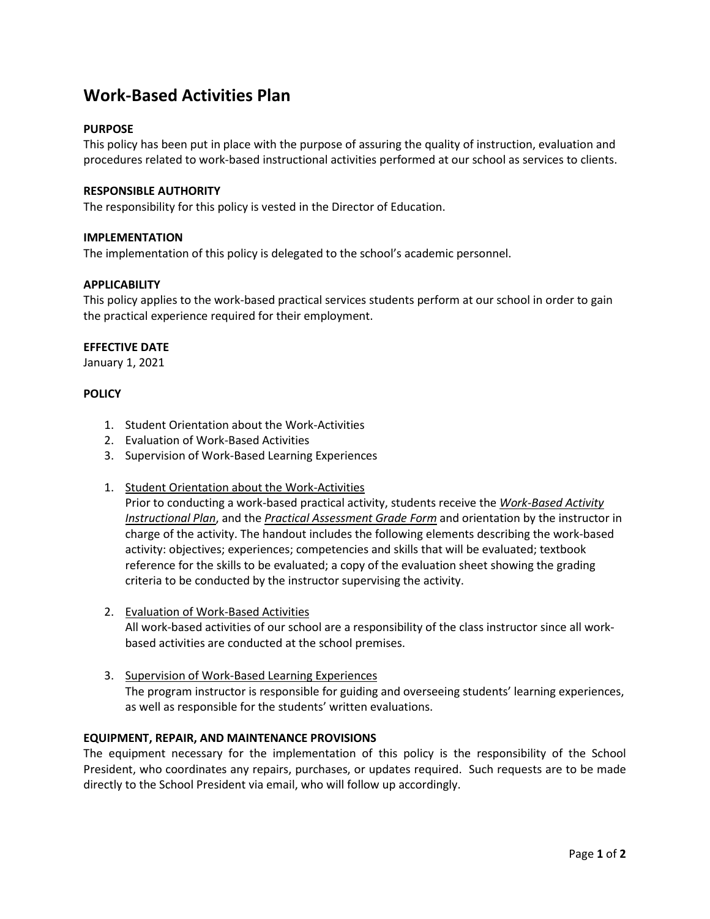# Work-Based Activities Plan

**PURPOSE**

This policy has been put in place with the purpose of assuring the quality of instruction, evaluation and procedures related to work-based instructional activities performed at our school as services to clients.

**RESPONSIBLE AUTHORITY**

The responsibility for this policy is vested in the Director of Education.

**IMPLEMENTATION**

The implementation of this policy is delegated to the school's academic personnel.

**APPLICABILITY**

This policy applies to the work-based practical services students perform at our school in order to gain the practical experience required for their employment.

**EFFECTIVE DATE**

January 1, 2021

**POLICY**

1. Student Orientation about the Work-Activities
2. Evaluation of Work-Based Activities
3. Supervision of Work-Based Learning Experiences

1. Student Orientation about the Work-Activities
   Prior to conducting a work-based practical activity, students receive the ***Work-Based Activity Instructional Plan***, and the ***Practical Assessment Grade Form*** and orientation by the instructor in charge of the activity. The handout includes the following elements describing the work-based activity: objectives; experiences; competencies and skills that will be evaluated; textbook reference for the skills to be evaluated; a copy of the evaluation sheet showing the grading criteria to be conducted by the instructor supervising the activity.

2. Evaluation of Work-Based Activities
   All work-based activities of our school are a responsibility of the class instructor since all work-based activities are conducted at the school premises.

3. Supervision of Work-Based Learning Experiences
   The program instructor is responsible for guiding and overseeing students' learning experiences, as well as responsible for the students' written evaluations.

**EQUIPMENT, REPAIR, AND MAINTENANCE PROVISIONS**

The equipment necessary for the implementation of this policy is the responsibility of the School President, who coordinates any repairs, purchases, or updates required. Such requests are to be made directly to the School President via email, who will follow up accordingly.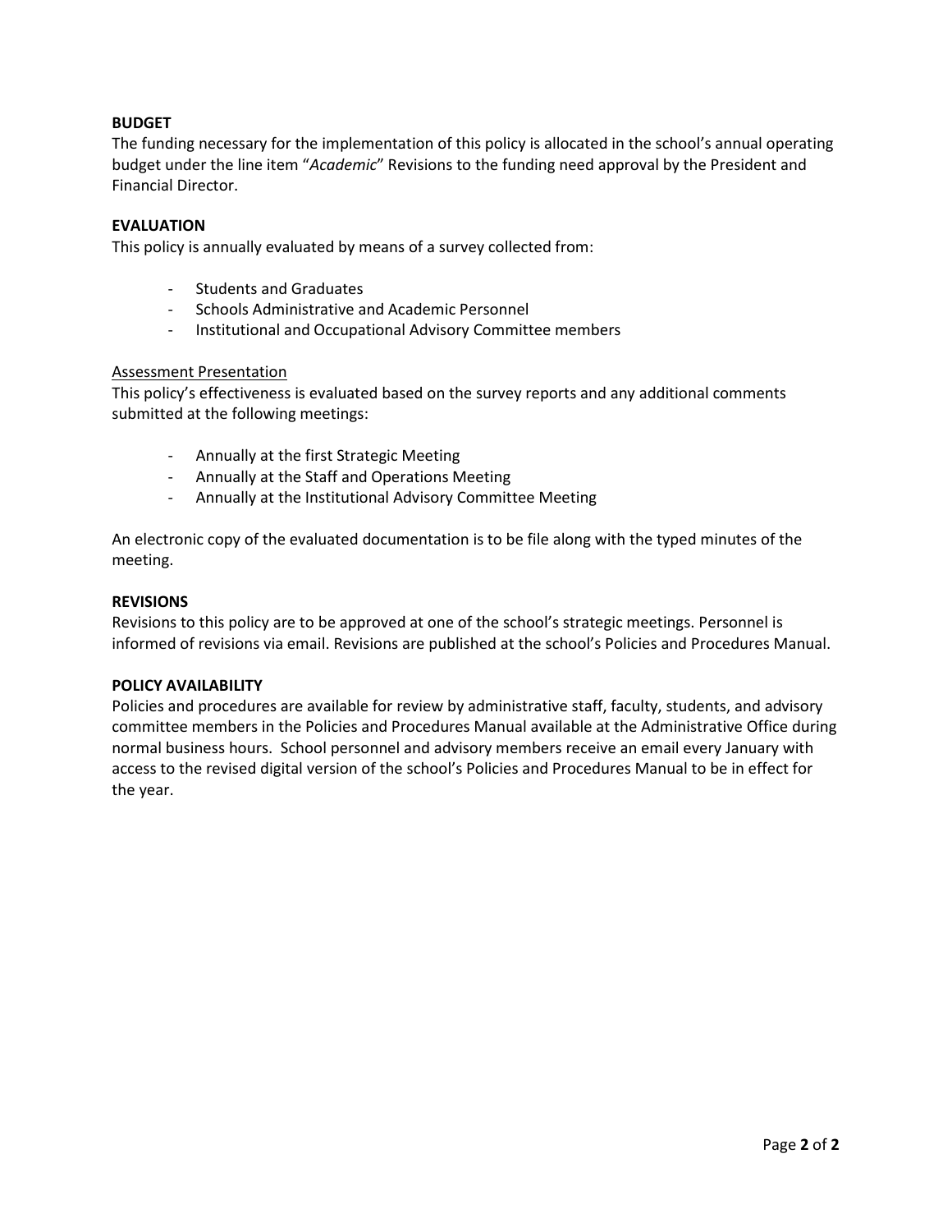**BUDGET**

The funding necessary for the implementation of this policy is allocated in the school's annual operating budget under the line item "*Academic*" Revisions to the funding need approval by the President and Financial Director.

**EVALUATION**

This policy is annually evaluated by means of a survey collected from:

- Students and Graduates
- Schools Administrative and Academic Personnel
- Institutional and Occupational Advisory Committee members

<u>Assessment Presentation</u>

This policy's effectiveness is evaluated based on the survey reports and any additional comments submitted at the following meetings:

- Annually at the first Strategic Meeting
- Annually at the Staff and Operations Meeting
- Annually at the Institutional Advisory Committee Meeting

An electronic copy of the evaluated documentation is to be file along with the typed minutes of the meeting.

**REVISIONS**

Revisions to this policy are to be approved at one of the school's strategic meetings. Personnel is informed of revisions via email. Revisions are published at the school's Policies and Procedures Manual.

**POLICY AVAILABILITY**

Policies and procedures are available for review by administrative staff, faculty, students, and advisory committee members in the Policies and Procedures Manual available at the Administrative Office during normal business hours. School personnel and advisory members receive an email every January with access to the revised digital version of the school's Policies and Procedures Manual to be in effect for the year.